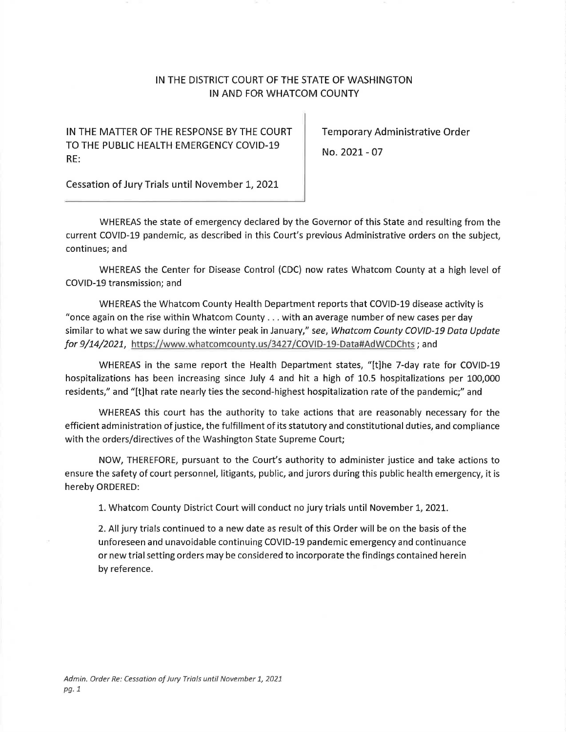IN THE DISTRICT COURT OF THE STATE OF WASHINGTON
IN AND FOR WHATCOM COUNTY

| IN THE MATTER OF THE RESPONSE BY THE COURT TO THE PUBLIC HEALTH EMERGENCY COVID-19 RE:<br><br>Cessation of Jury Trials until November 1, 2021 | Temporary Administrative Order<br><br>No. 2021 - 07 |
|---|---|

WHEREAS the state of emergency declared by the Governor of this State and resulting from the current COVID-19 pandemic, as described in this Court's previous Administrative orders on the subject, continues; and

WHEREAS the Center for Disease Control (CDC) now rates Whatcom County at a high level of COVID-19 transmission; and

WHEREAS the Whatcom County Health Department reports that COVID-19 disease activity is "once again on the rise within Whatcom County . . . with an average number of new cases per day similar to what we saw during the winter peak in January," *see*, *Whatcom County COVID-19 Data Update for 9/14/2021*, https://www.whatcomcounty.us/3427/COVID-19-Data#AdWCDChts ; and

WHEREAS in the same report the Health Department states, "[t]he 7-day rate for COVID-19 hospitalizations has been increasing since July 4 and hit a high of 10.5 hospitalizations per 100,000 residents," and "[t]hat rate nearly ties the second-highest hospitalization rate of the pandemic;" and

WHEREAS this court has the authority to take actions that are reasonably necessary for the efficient administration of justice, the fulfillment of its statutory and constitutional duties, and compliance with the orders/directives of the Washington State Supreme Court;

NOW, THEREFORE, pursuant to the Court's authority to administer justice and take actions to ensure the safety of court personnel, litigants, public, and jurors during this public health emergency, it is hereby ORDERED:

1. Whatcom County District Court will conduct no jury trials until November 1, 2021.

2. All jury trials continued to a new date as result of this Order will be on the basis of the unforeseen and unavoidable continuing COVID-19 pandemic emergency and continuance or new trial setting orders may be considered to incorporate the findings contained herein by reference.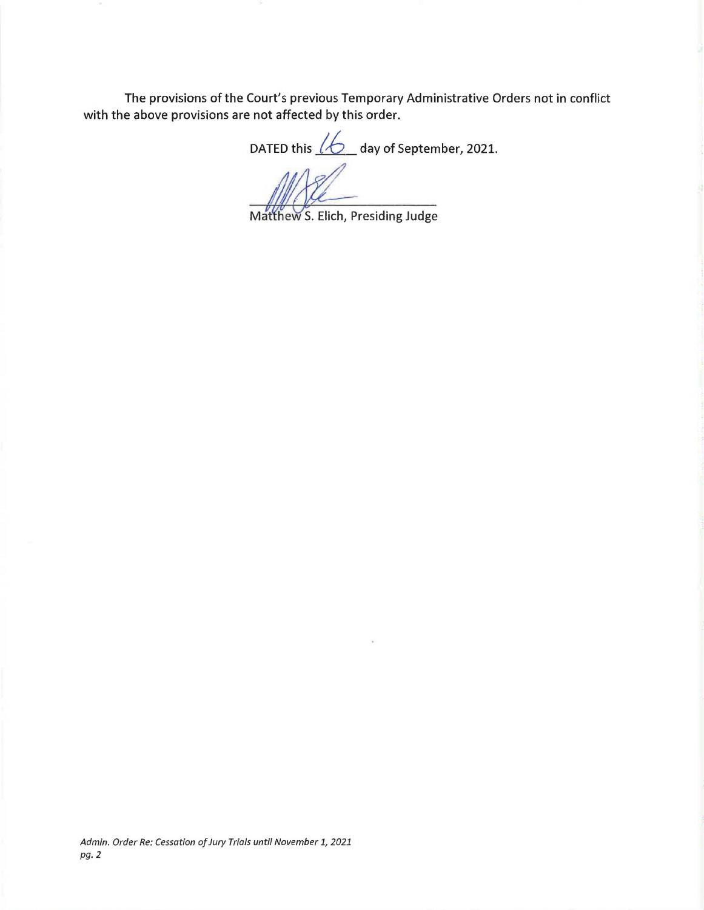The provisions of the Court's previous Temporary Administrative Orders not in conflict with the above provisions are not affected by this order.

DATED this 16 day of September, 2021.

Matthew S. Elich, Presiding Judge